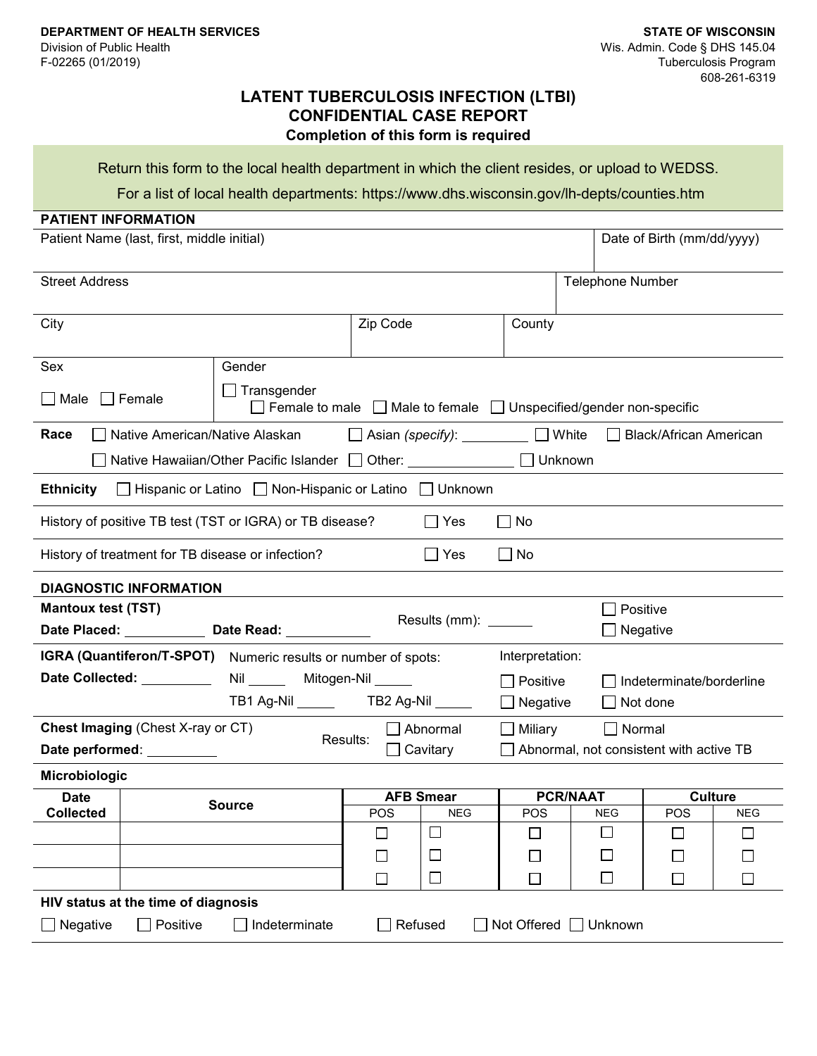**DEPARTMENT OF HEALTH SERVICES**
Division of Public Health
F-02265 (01/2019)

**STATE OF WISCONSIN**
Wis. Admin. Code § DHS 145.04
Tuberculosis Program
608-261-6319

# LATENT TUBERCULOSIS INFECTION (LTBI) CONFIDENTIAL CASE REPORT

**Completion of this form is required**

Return this form to the local health department in which the client resides, or upload to WEDSS.

For a list of local health departments: https://www.dhs.wisconsin.gov/lh-depts/counties.htm

## PATIENT INFORMATION

| Patient Name (last, first, middle initial) | Date of Birth (mm/dd/yyyy) |
|---|---|
| | |

| Street Address | Telephone Number |
|---|---|
| | |

| City | Zip Code | County |
|---|---|---|
| | | |

Sex
☐ Male ☐ Female

Gender
☐ Transgender
☐ Female to male ☐ Male to female ☐ Unspecified/gender non-specific

**Race** ☐ Native American/Native Alaskan ☐ Asian *(specify)*: _________ ☐ White ☐ Black/African American
☐ Native Hawaiian/Other Pacific Islander ☐ Other: ______________ ☐ Unknown

**Ethnicity** ☐ Hispanic or Latino ☐ Non-Hispanic or Latino ☐ Unknown

History of positive TB test (TST or IGRA) or TB disease? ☐ Yes ☐ No

History of treatment for TB disease or infection? ☐ Yes ☐ No

## DIAGNOSTIC INFORMATION

**Mantoux test (TST)**
**Date Placed:** ___________ **Date Read:** ___________
Results (mm): ______
☐ Positive
☐ Negative

**IGRA (Quantiferon/T-SPOT)** Numeric results or number of spots:
**Date Collected:** _________
Nil _____ Mitogen-Nil _____
TB1 Ag-Nil _____ TB2 Ag-Nil _____

Interpretation:
☐ Positive ☐ Indeterminate/borderline
☐ Negative ☐ Not done

**Chest Imaging** (Chest X-ray or CT)
**Date performed**: _________
Results: ☐ Abnormal ☐ Miliary ☐ Normal
☐ Cavitary ☐ Abnormal, not consistent with active TB

**Microbiologic**

| Date Collected | Source | AFB Smear | | PCR/NAAT | | Culture | |
|---|---|---|---|---|---|---|---|
| | | POS | NEG | POS | NEG | POS | NEG |
| | | ☐ | ☐ | ☐ | ☐ | ☐ | ☐ |
| | | ☐ | ☐ | ☐ | ☐ | ☐ | ☐ |
| | | ☐ | ☐ | ☐ | ☐ | ☐ | ☐ |

**HIV status at the time of diagnosis**

☐ Negative ☐ Positive ☐ Indeterminate ☐ Refused ☐ Not Offered ☐ Unknown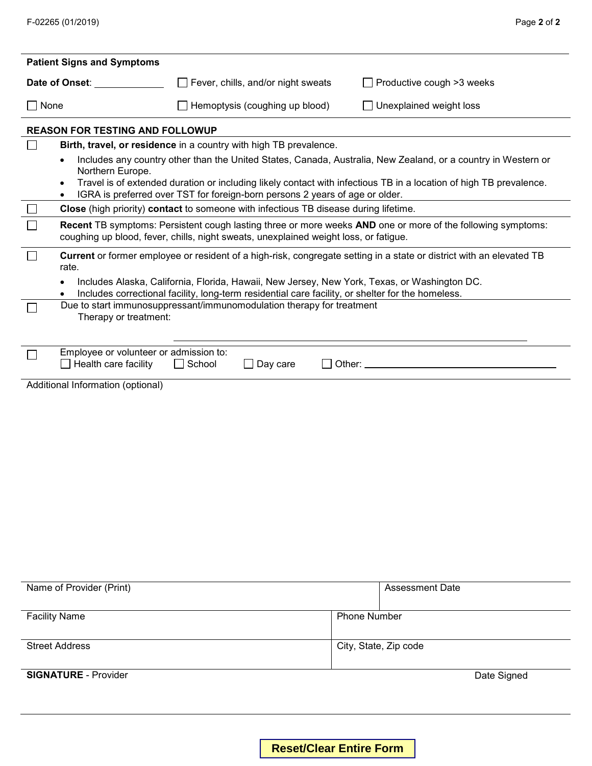**Patient Signs and Symptoms**

**Date of Onset**: ______________ ☐ Fever, chills, and/or night sweats ☐ Productive cough >3 weeks

☐ None ☐ Hemoptysis (coughing up blood) ☐ Unexplained weight loss

## REASON FOR TESTING AND FOLLOWUP

☐ **Birth, travel, or residence** in a country with high TB prevalence.

- Includes any country other than the United States, Canada, Australia, New Zealand, or a country in Western or Northern Europe.
- Travel is of extended duration or including likely contact with infectious TB in a location of high TB prevalence.
- IGRA is preferred over TST for foreign-born persons 2 years of age or older.

☐ **Close** (high priority) **contact** to someone with infectious TB disease during lifetime.

☐ **Recent** TB symptoms: Persistent cough lasting three or more weeks **AND** one or more of the following symptoms: coughing up blood, fever, chills, night sweats, unexplained weight loss, or fatigue.

☐ **Current** or former employee or resident of a high-risk, congregate setting in a state or district with an elevated TB rate.

- Includes Alaska, California, Florida, Hawaii, New Jersey, New York, Texas, or Washington DC.
- Includes correctional facility, long-term residential care facility, or shelter for the homeless.

☐ Due to start immunosuppressant/immunomodulation therapy for treatment
Therapy or treatment: ______________________________

☐ Employee or volunteer or admission to:
☐ Health care facility ☐ School ☐ Day care ☐ Other: ______________________________

Additional Information (optional)

| Name of Provider (Print) | Assessment Date |
|---|---|
| | |

| Facility Name | Phone Number |
|---|---|
| | |
| **Street Address** | **City, State, Zip code** |
| | |

**SIGNATURE** - Provider Date Signed

Reset/Clear Entire Form